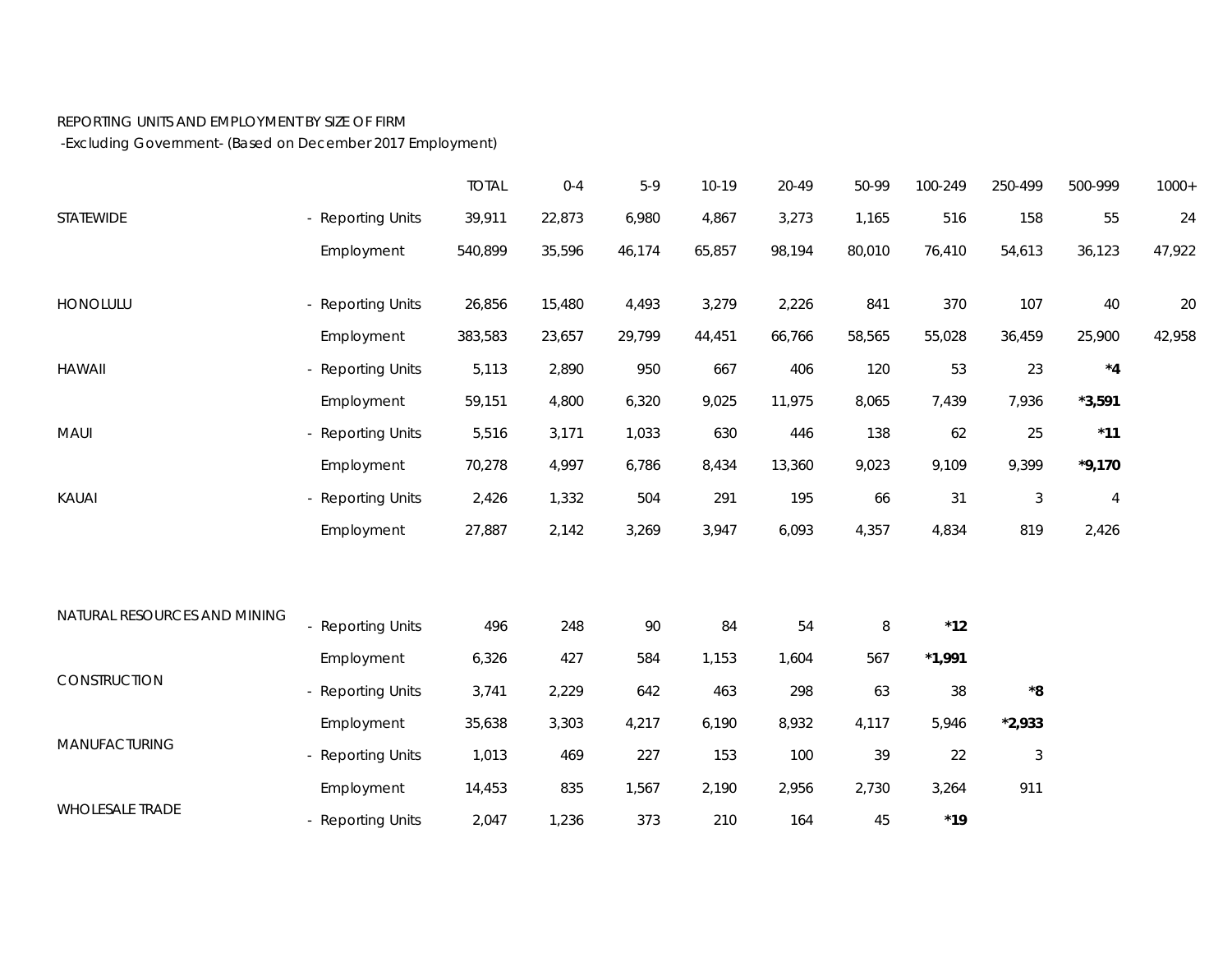REPORTING UNITS AND EMPLOYMENT BY SIZE OF FIRM
-Excluding Government- (Based on December 2017 Employment)

| | | TOTAL | 0-4 | 5-9 | 10-19 | 20-49 | 50-99 | 100-249 | 250-499 | 500-999 | 1000+ |
|---|---|---|---|---|---|---|---|---|---|---|---|
| STATEWIDE | - Reporting Units | 39,911 | 22,873 | 6,980 | 4,867 | 3,273 | 1,165 | 516 | 158 | 55 | 24 |
| | Employment | 540,899 | 35,596 | 46,174 | 65,857 | 98,194 | 80,010 | 76,410 | 54,613 | 36,123 | 47,922 |
| HONOLULU | - Reporting Units | 26,856 | 15,480 | 4,493 | 3,279 | 2,226 | 841 | 370 | 107 | 40 | 20 |
| | Employment | 383,583 | 23,657 | 29,799 | 44,451 | 66,766 | 58,565 | 55,028 | 36,459 | 25,900 | 42,958 |
| HAWAII | - Reporting Units | 5,113 | 2,890 | 950 | 667 | 406 | 120 | 53 | 23 | **\*4** | |
| | Employment | 59,151 | 4,800 | 6,320 | 9,025 | 11,975 | 8,065 | 7,439 | 7,936 | **\*3,591** | |
| MAUI | - Reporting Units | 5,516 | 3,171 | 1,033 | 630 | 446 | 138 | 62 | 25 | **\*11** | |
| | Employment | 70,278 | 4,997 | 6,786 | 8,434 | 13,360 | 9,023 | 9,109 | 9,399 | **\*9,170** | |
| KAUAI | - Reporting Units | 2,426 | 1,332 | 504 | 291 | 195 | 66 | 31 | 3 | 4 | |
| | Employment | 27,887 | 2,142 | 3,269 | 3,947 | 6,093 | 4,357 | 4,834 | 819 | 2,426 | |
| NATURAL RESOURCES AND MINING | - Reporting Units | 496 | 248 | 90 | 84 | 54 | 8 | **\*12** | | | |
| | Employment | 6,326 | 427 | 584 | 1,153 | 1,604 | 567 | **\*1,991** | | | |
| CONSTRUCTION | - Reporting Units | 3,741 | 2,229 | 642 | 463 | 298 | 63 | 38 | **\*8** | | |
| | Employment | 35,638 | 3,303 | 4,217 | 6,190 | 8,932 | 4,117 | 5,946 | **\*2,933** | | |
| MANUFACTURING | - Reporting Units | 1,013 | 469 | 227 | 153 | 100 | 39 | 22 | 3 | | |
| | Employment | 14,453 | 835 | 1,567 | 2,190 | 2,956 | 2,730 | 3,264 | 911 | | |
| WHOLESALE TRADE | - Reporting Units | 2,047 | 1,236 | 373 | 210 | 164 | 45 | **\*19** | | | |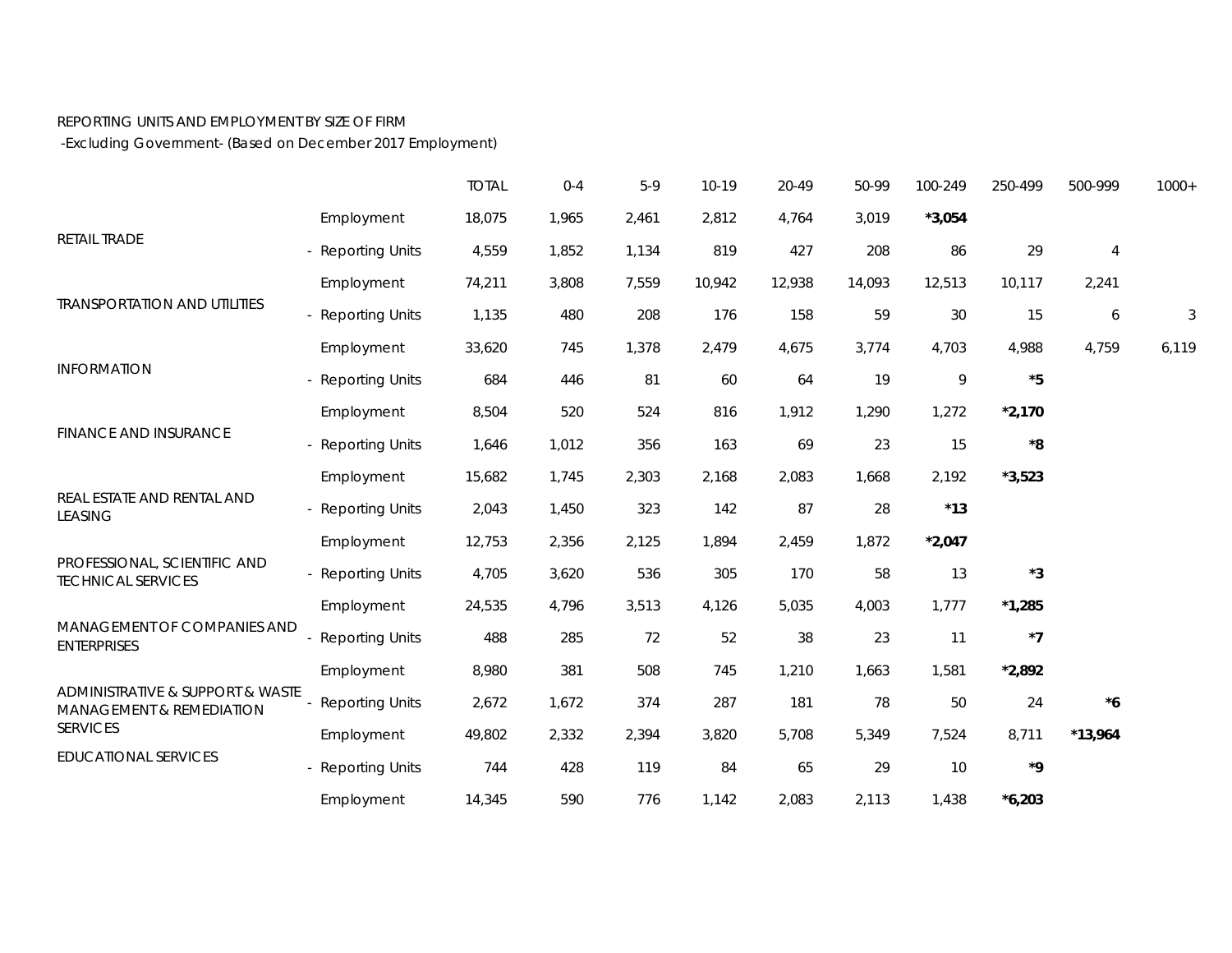REPORTING UNITS AND EMPLOYMENT BY SIZE OF FIRM

-Excluding Government- (Based on December 2017 Employment)

| | | TOTAL | 0-4 | 5-9 | 10-19 | 20-49 | 50-99 | 100-249 | 250-499 | 500-999 | 1000+ |
|---|---|---|---|---|---|---|---|---|---|---|---|
| | Employment | 18,075 | 1,965 | 2,461 | 2,812 | 4,764 | 3,019 | **\*3,054** | | | |
| RETAIL TRADE | - Reporting Units | 4,559 | 1,852 | 1,134 | 819 | 427 | 208 | 86 | 29 | 4 | |
| | Employment | 74,211 | 3,808 | 7,559 | 10,942 | 12,938 | 14,093 | 12,513 | 10,117 | 2,241 | |
| TRANSPORTATION AND UTILITIES | - Reporting Units | 1,135 | 480 | 208 | 176 | 158 | 59 | 30 | 15 | 6 | 3 |
| | Employment | 33,620 | 745 | 1,378 | 2,479 | 4,675 | 3,774 | 4,703 | 4,988 | 4,759 | 6,119 |
| INFORMATION | - Reporting Units | 684 | 446 | 81 | 60 | 64 | 19 | 9 | **\*5** | | |
| | Employment | 8,504 | 520 | 524 | 816 | 1,912 | 1,290 | 1,272 | **\*2,170** | | |
| FINANCE AND INSURANCE | - Reporting Units | 1,646 | 1,012 | 356 | 163 | 69 | 23 | 15 | **\*8** | | |
| | Employment | 15,682 | 1,745 | 2,303 | 2,168 | 2,083 | 1,668 | 2,192 | **\*3,523** | | |
| REAL ESTATE AND RENTAL AND LEASING | - Reporting Units | 2,043 | 1,450 | 323 | 142 | 87 | 28 | **\*13** | | | |
| | Employment | 12,753 | 2,356 | 2,125 | 1,894 | 2,459 | 1,872 | **\*2,047** | | | |
| PROFESSIONAL, SCIENTIFIC AND TECHNICAL SERVICES | - Reporting Units | 4,705 | 3,620 | 536 | 305 | 170 | 58 | 13 | **\*3** | | |
| | Employment | 24,535 | 4,796 | 3,513 | 4,126 | 5,035 | 4,003 | 1,777 | **\*1,285** | | |
| MANAGEMENT OF COMPANIES AND ENTERPRISES | - Reporting Units | 488 | 285 | 72 | 52 | 38 | 23 | 11 | **\*7** | | |
| | Employment | 8,980 | 381 | 508 | 745 | 1,210 | 1,663 | 1,581 | **\*2,892** | | |
| ADMINISTRATIVE & SUPPORT & WASTE MANAGEMENT & REMEDIATION SERVICES | - Reporting Units | 2,672 | 1,672 | 374 | 287 | 181 | 78 | 50 | 24 | **\*6** | |
| | Employment | 49,802 | 2,332 | 2,394 | 3,820 | 5,708 | 5,349 | 7,524 | 8,711 | **\*13,964** | |
| EDUCATIONAL SERVICES | - Reporting Units | 744 | 428 | 119 | 84 | 65 | 29 | 10 | **\*9** | | |
| | Employment | 14,345 | 590 | 776 | 1,142 | 2,083 | 2,113 | 1,438 | **\*6,203** | | |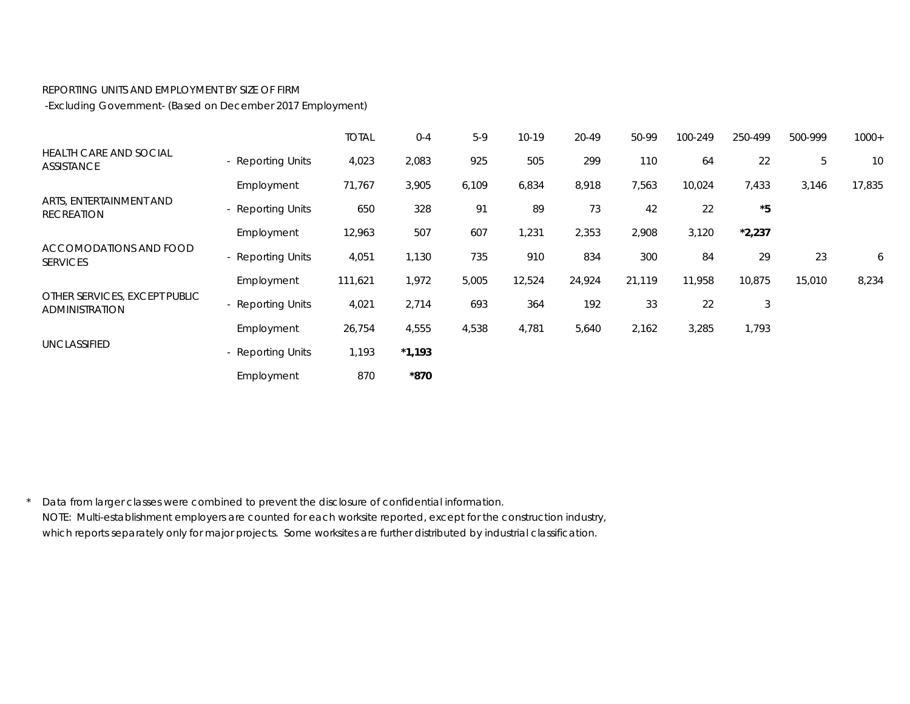REPORTING UNITS AND EMPLOYMENT BY SIZE OF FIRM

-Excluding Government- (Based on December 2017 Employment)

| | | TOTAL | 0-4 | 5-9 | 10-19 | 20-49 | 50-99 | 100-249 | 250-499 | 500-999 | 1000+ |
|---|---|---|---|---|---|---|---|---|---|---|---|
| HEALTH CARE AND SOCIAL ASSISTANCE | - Reporting Units | 4,023 | 2,083 | 925 | 505 | 299 | 110 | 64 | 22 | 5 | 10 |
| | Employment | 71,767 | 3,905 | 6,109 | 6,834 | 8,918 | 7,563 | 10,024 | 7,433 | 3,146 | 17,835 |
| ARTS, ENTERTAINMENT AND RECREATION | - Reporting Units | 650 | 328 | 91 | 89 | 73 | 42 | 22 | **\*5** | | |
| | Employment | 12,963 | 507 | 607 | 1,231 | 2,353 | 2,908 | 3,120 | **\*2,237** | | |
| ACCOMODATIONS AND FOOD SERVICES | - Reporting Units | 4,051 | 1,130 | 735 | 910 | 834 | 300 | 84 | 29 | 23 | 6 |
| | Employment | 111,621 | 1,972 | 5,005 | 12,524 | 24,924 | 21,119 | 11,958 | 10,875 | 15,010 | 8,234 |
| OTHER SERVICES, EXCEPT PUBLIC ADMINISTRATION | - Reporting Units | 4,021 | 2,714 | 693 | 364 | 192 | 33 | 22 | 3 | | |
| | Employment | 26,754 | 4,555 | 4,538 | 4,781 | 5,640 | 2,162 | 3,285 | 1,793 | | |
| UNCLASSIFIED | - Reporting Units | 1,193 | **\*1,193** | | | | | | | | |
| | Employment | 870 | **\*870** | | | | | | | | |

\* Data from larger classes were combined to prevent the disclosure of confidential information.

NOTE: Multi-establishment employers are counted for each worksite reported, except for the construction industry, which reports separately only for major projects. Some worksites are further distributed by industrial classification.